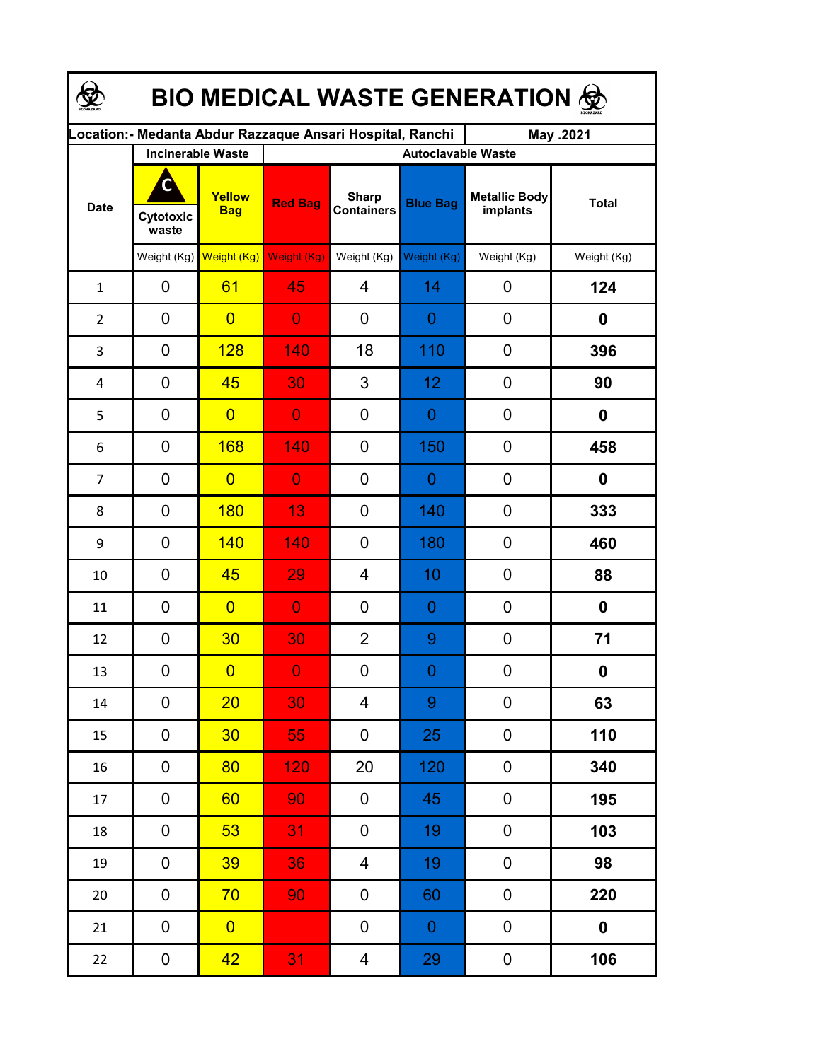# BIO MEDICAL WASTE GENERATION

| Location:- Medanta Abdur Razzaque Ansari Hospital, Ranchi | | | | | | | May .2021 |
|---|---|---|---|---|---|---|---|
| Date | Incinerable Waste | | Autoclavable Waste | | | | |
| | Cytotoxic waste | Yellow Bag | Red Bag | Sharp Containers | Blue Bag | Metallic Body implants | Total |
| | Weight (Kg) | Weight (Kg) | Weight (Kg) | Weight (Kg) | Weight (Kg) | Weight (Kg) | Weight (Kg) |
| 1 | 0 | 61 | 45 | 4 | 14 | 0 | **124** |
| 2 | 0 | 0 | 0 | 0 | 0 | 0 | **0** |
| 3 | 0 | 128 | 140 | 18 | 110 | 0 | **396** |
| 4 | 0 | 45 | 30 | 3 | 12 | 0 | **90** |
| 5 | 0 | 0 | 0 | 0 | 0 | 0 | **0** |
| 6 | 0 | 168 | 140 | 0 | 150 | 0 | **458** |
| 7 | 0 | 0 | 0 | 0 | 0 | 0 | **0** |
| 8 | 0 | 180 | 13 | 0 | 140 | 0 | **333** |
| 9 | 0 | 140 | 140 | 0 | 180 | 0 | **460** |
| 10 | 0 | 45 | 29 | 4 | 10 | 0 | **88** |
| 11 | 0 | 0 | 0 | 0 | 0 | 0 | **0** |
| 12 | 0 | 30 | 30 | 2 | 9 | 0 | **71** |
| 13 | 0 | 0 | 0 | 0 | 0 | 0 | **0** |
| 14 | 0 | 20 | 30 | 4 | 9 | 0 | **63** |
| 15 | 0 | 30 | 55 | 0 | 25 | 0 | **110** |
| 16 | 0 | 80 | 120 | 20 | 120 | 0 | **340** |
| 17 | 0 | 60 | 90 | 0 | 45 | 0 | **195** |
| 18 | 0 | 53 | 31 | 0 | 19 | 0 | **103** |
| 19 | 0 | 39 | 36 | 4 | 19 | 0 | **98** |
| 20 | 0 | 70 | 90 | 0 | 60 | 0 | **220** |
| 21 | 0 | 0 | | 0 | 0 | 0 | **0** |
| 22 | 0 | 42 | 31 | 4 | 29 | 0 | **106** |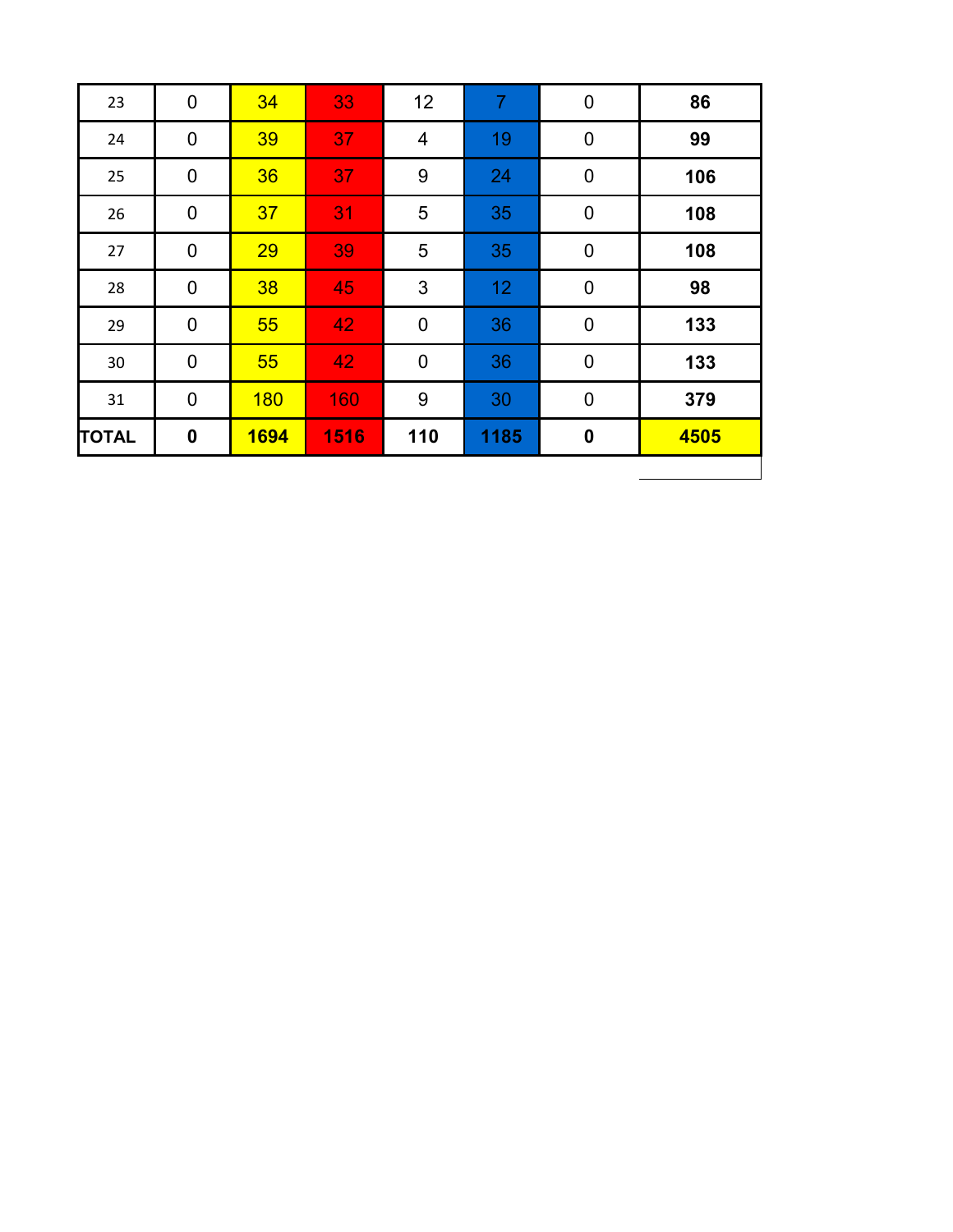| | | | | | | | |
|---|---|---|---|---|---|---|---|
| 23 | 0 | 34 | 33 | 12 | 7 | 0 | **86** |
| 24 | 0 | 39 | 37 | 4 | 19 | 0 | **99** |
| 25 | 0 | 36 | 37 | 9 | 24 | 0 | **106** |
| 26 | 0 | 37 | 31 | 5 | 35 | 0 | **108** |
| 27 | 0 | 29 | 39 | 5 | 35 | 0 | **108** |
| 28 | 0 | 38 | 45 | 3 | 12 | 0 | **98** |
| 29 | 0 | 55 | 42 | 0 | 36 | 0 | **133** |
| 30 | 0 | 55 | 42 | 0 | 36 | 0 | **133** |
| 31 | 0 | 180 | 160 | 9 | 30 | 0 | **379** |
| **TOTAL** | **0** | **1694** | **1516** | **110** | **1185** | **0** | **4505** |